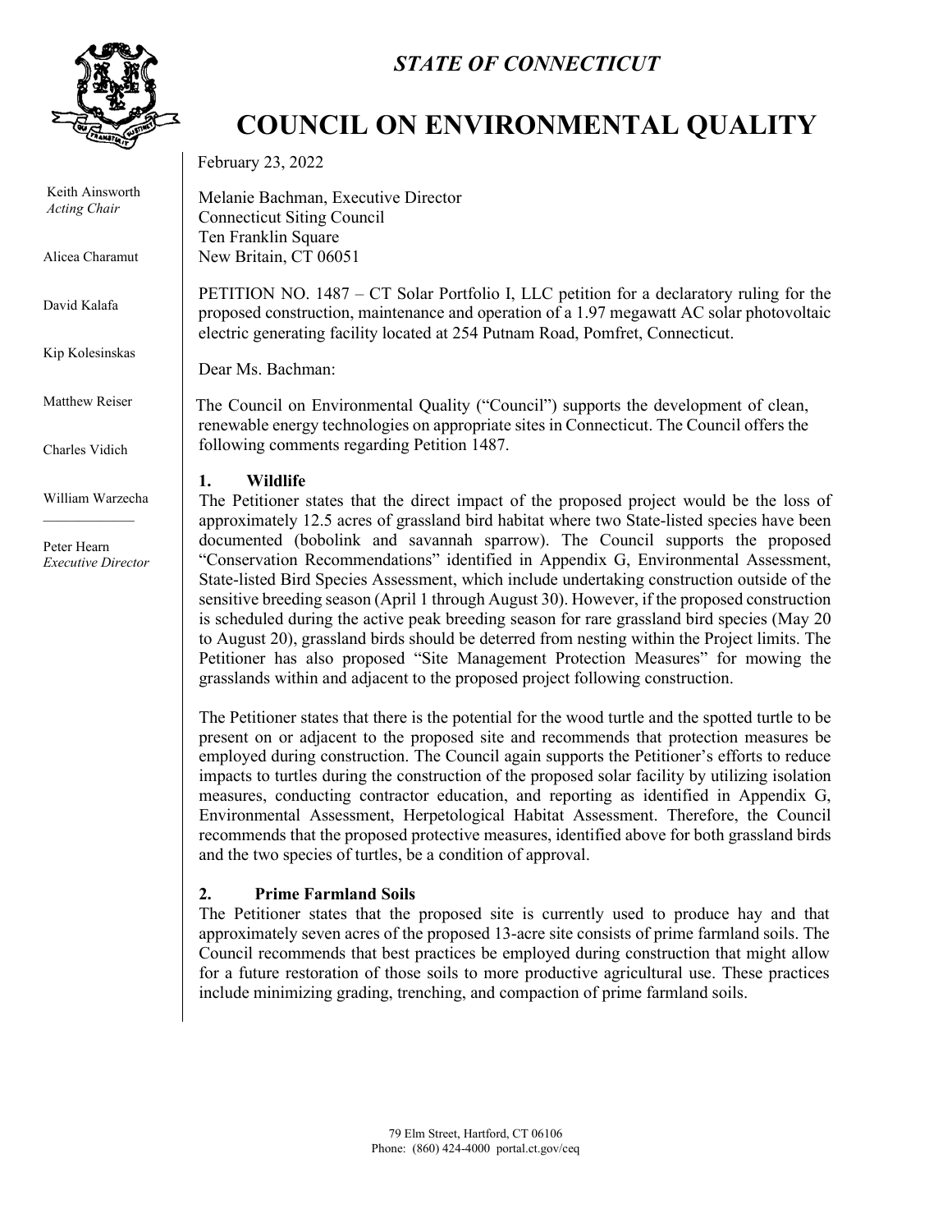*STATE OF CONNECTICUT*

# COUNCIL ON ENVIRONMENTAL QUALITY

Keith Ainsworth
*Acting Chair*

Alicea Charamut

David Kalafa

Kip Kolesinskas

Matthew Reiser

Charles Vidich

William Warzecha

Peter Hearn
*Executive Director*

February 23, 2022

Melanie Bachman, Executive Director
Connecticut Siting Council
Ten Franklin Square
New Britain, CT 06051

PETITION NO. 1487 – CT Solar Portfolio I, LLC petition for a declaratory ruling for the proposed construction, maintenance and operation of a 1.97 megawatt AC solar photovoltaic electric generating facility located at 254 Putnam Road, Pomfret, Connecticut.

Dear Ms. Bachman:

The Council on Environmental Quality ("Council") supports the development of clean, renewable energy technologies on appropriate sites in Connecticut. The Council offers the following comments regarding Petition 1487.

## 1. Wildlife

The Petitioner states that the direct impact of the proposed project would be the loss of approximately 12.5 acres of grassland bird habitat where two State-listed species have been documented (bobolink and savannah sparrow). The Council supports the proposed "Conservation Recommendations" identified in Appendix G, Environmental Assessment, State-listed Bird Species Assessment, which include undertaking construction outside of the sensitive breeding season (April 1 through August 30). However, if the proposed construction is scheduled during the active peak breeding season for rare grassland bird species (May 20 to August 20), grassland birds should be deterred from nesting within the Project limits. The Petitioner has also proposed "Site Management Protection Measures" for mowing the grasslands within and adjacent to the proposed project following construction.

The Petitioner states that there is the potential for the wood turtle and the spotted turtle to be present on or adjacent to the proposed site and recommends that protection measures be employed during construction. The Council again supports the Petitioner's efforts to reduce impacts to turtles during the construction of the proposed solar facility by utilizing isolation measures, conducting contractor education, and reporting as identified in Appendix G, Environmental Assessment, Herpetological Habitat Assessment. Therefore, the Council recommends that the proposed protective measures, identified above for both grassland birds and the two species of turtles, be a condition of approval.

## 2. Prime Farmland Soils

The Petitioner states that the proposed site is currently used to produce hay and that approximately seven acres of the proposed 13-acre site consists of prime farmland soils. The Council recommends that best practices be employed during construction that might allow for a future restoration of those soils to more productive agricultural use. These practices include minimizing grading, trenching, and compaction of prime farmland soils.

79 Elm Street, Hartford, CT 06106
Phone: (860) 424-4000 portal.ct.gov/ceq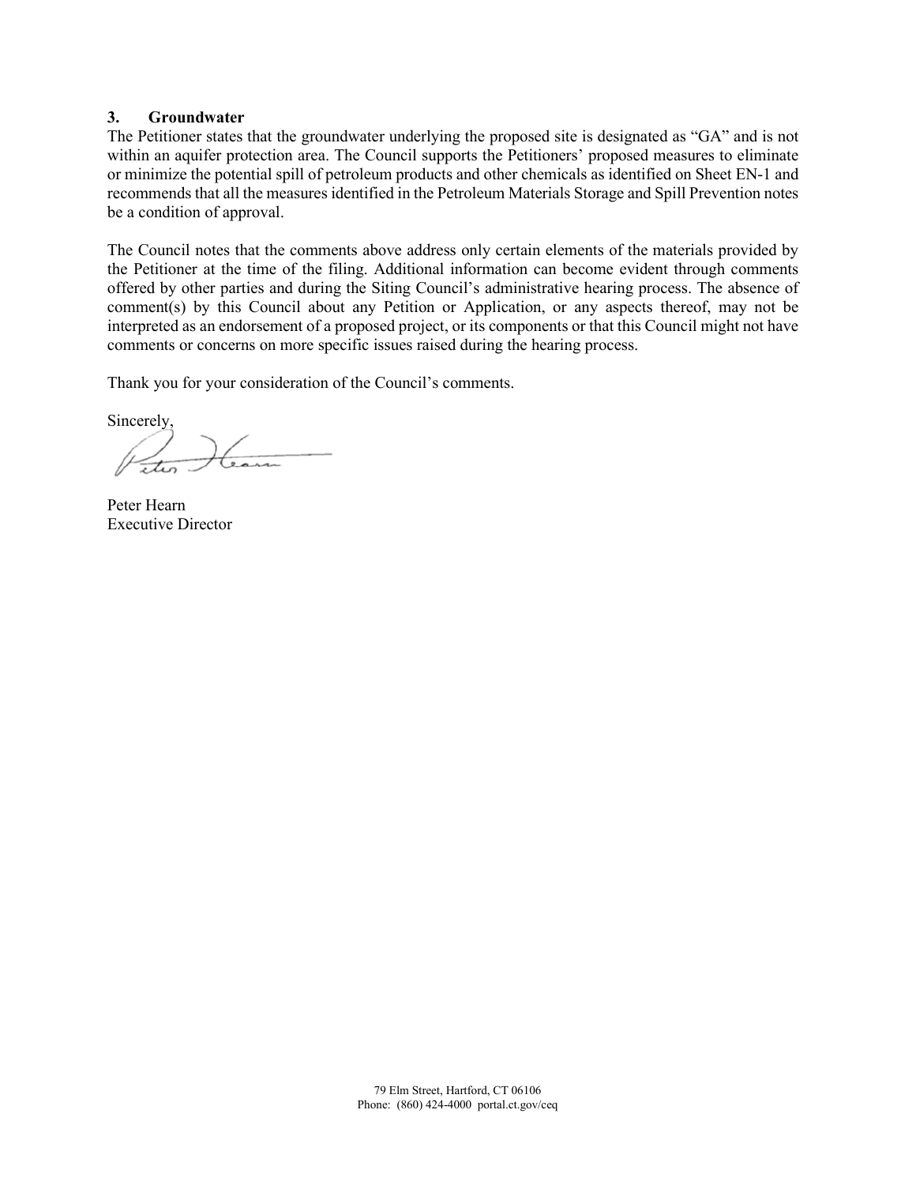### 3. Groundwater

The Petitioner states that the groundwater underlying the proposed site is designated as "GA" and is not within an aquifer protection area. The Council supports the Petitioners' proposed measures to eliminate or minimize the potential spill of petroleum products and other chemicals as identified on Sheet EN-1 and recommends that all the measures identified in the Petroleum Materials Storage and Spill Prevention notes be a condition of approval.

The Council notes that the comments above address only certain elements of the materials provided by the Petitioner at the time of the filing. Additional information can become evident through comments offered by other parties and during the Siting Council's administrative hearing process. The absence of comment(s) by this Council about any Petition or Application, or any aspects thereof, may not be interpreted as an endorsement of a proposed project, or its components or that this Council might not have comments or concerns on more specific issues raised during the hearing process.

Thank you for your consideration of the Council's comments.

Sincerely,

Peter Hearn
Executive Director

79 Elm Street, Hartford, CT 06106
Phone: (860) 424-4000 portal.ct.gov/ceq